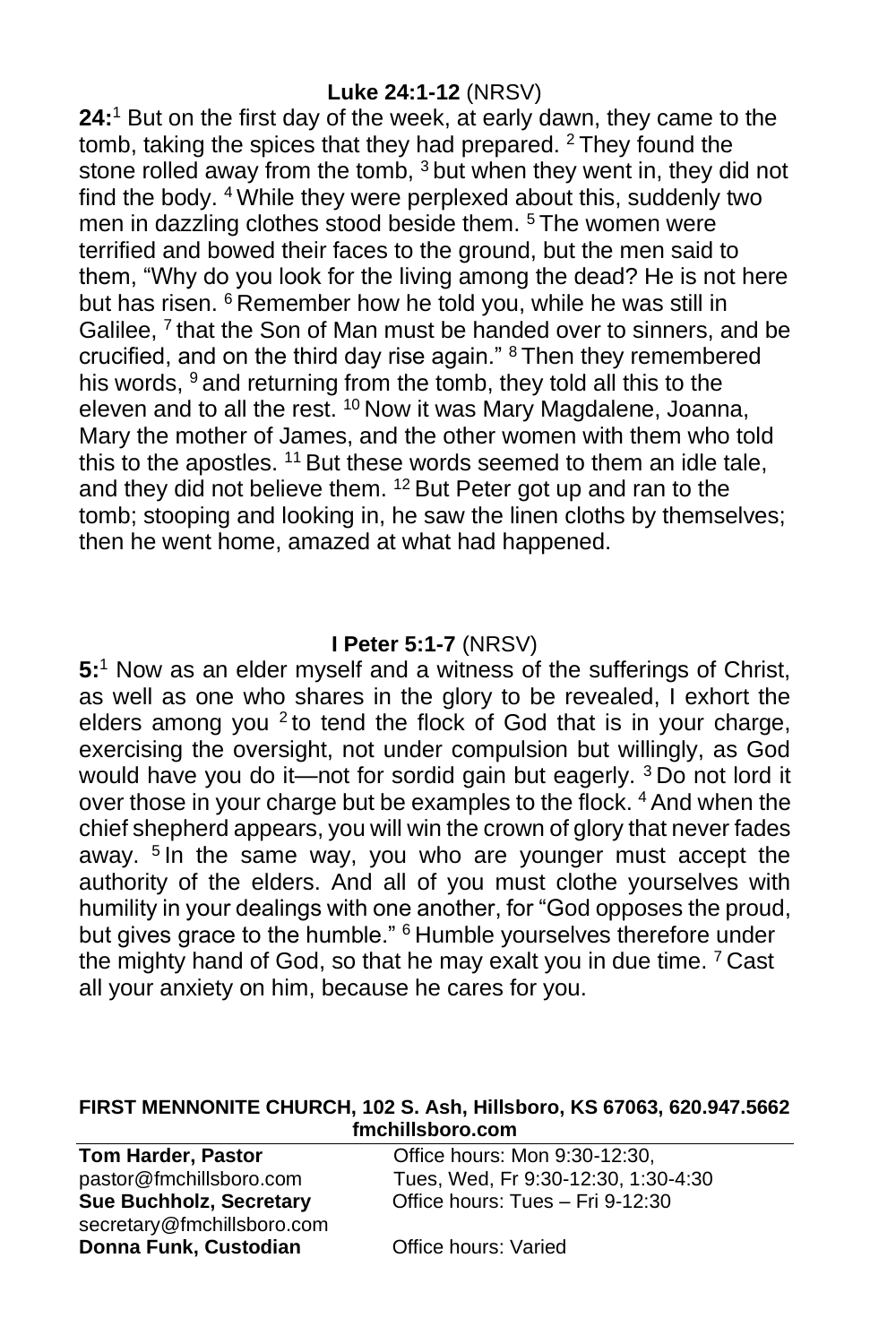**Luke 24:1-12** (NRSV)

**24:**[1] But on the first day of the week, at early dawn, they came to the tomb, taking the spices that they had prepared. [2] They found the stone rolled away from the tomb, [3] but when they went in, they did not find the body. [4] While they were perplexed about this, suddenly two men in dazzling clothes stood beside them. [5] The women were terrified and bowed their faces to the ground, but the men said to them, "Why do you look for the living among the dead? He is not here but has risen. [6] Remember how he told you, while he was still in Galilee, [7] that the Son of Man must be handed over to sinners, and be crucified, and on the third day rise again." [8] Then they remembered his words, [9] and returning from the tomb, they told all this to the eleven and to all the rest. [10] Now it was Mary Magdalene, Joanna, Mary the mother of James, and the other women with them who told this to the apostles. [11] But these words seemed to them an idle tale, and they did not believe them. [12] But Peter got up and ran to the tomb; stooping and looking in, he saw the linen cloths by themselves; then he went home, amazed at what had happened.

**I Peter 5:1-7** (NRSV)

**5:**[1] Now as an elder myself and a witness of the sufferings of Christ, as well as one who shares in the glory to be revealed, I exhort the elders among you [2] to tend the flock of God that is in your charge, exercising the oversight, not under compulsion but willingly, as God would have you do it—not for sordid gain but eagerly. [3] Do not lord it over those in your charge but be examples to the flock. [4] And when the chief shepherd appears, you will win the crown of glory that never fades away. [5] In the same way, you who are younger must accept the authority of the elders. And all of you must clothe yourselves with humility in your dealings with one another, for "God opposes the proud, but gives grace to the humble." [6] Humble yourselves therefore under the mighty hand of God, so that he may exalt you in due time. [7] Cast all your anxiety on him, because he cares for you.

**FIRST MENNONITE CHURCH, 102 S. Ash, Hillsboro, KS 67063, 620.947.5662**
**fmchillsboro.com**

**Tom Harder, Pastor** — Office hours: Mon 9:30-12:30,
pastor@fmchillsboro.com — Tues, Wed, Fr 9:30-12:30, 1:30-4:30

**Sue Buchholz, Secretary** — Office hours: Tues – Fri 9-12:30
secretary@fmchillsboro.com

**Donna Funk, Custodian** — Office hours: Varied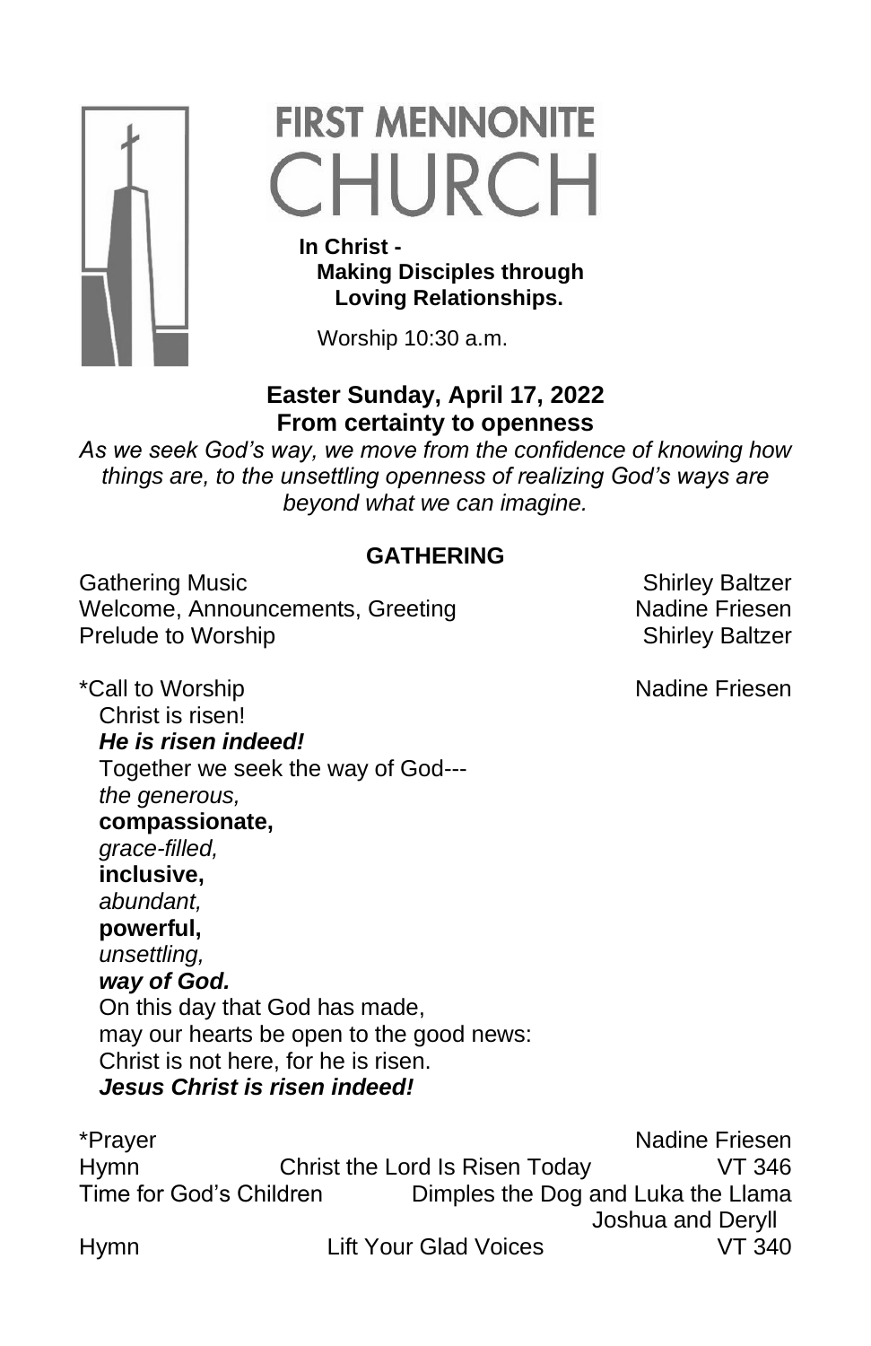# FIRST MENNONITE CHURCH

**In Christ -**
**Making Disciples through Loving Relationships.**

Worship 10:30 a.m.

## Easter Sunday, April 17, 2022
## From certainty to openness

*As we seek God's way, we move from the confidence of knowing how things are, to the unsettling openness of realizing God's ways are beyond what we can imagine.*

### GATHERING

Gathering Music — Shirley Baltzer
Welcome, Announcements, Greeting — Nadine Friesen
Prelude to Worship — Shirley Baltzer

*Call to Worship — Nadine Friesen

Christ is risen!
***He is risen indeed!***
Together we seek the way of God---
*the generous,*
**compassionate,**
*grace-filled,*
**inclusive,**
*abundant,*
**powerful,**
*unsettling,*
***way of God.***
On this day that God has made,
may our hearts be open to the good news:
Christ is not here, for he is risen.
***Jesus Christ is risen indeed!***

*Prayer — Nadine Friesen
Hymn — Christ the Lord Is Risen Today — VT 346
Time for God's Children — Dimples the Dog and Luka the Llama — Joshua and Deryll
Hymn — Lift Your Glad Voices — VT 340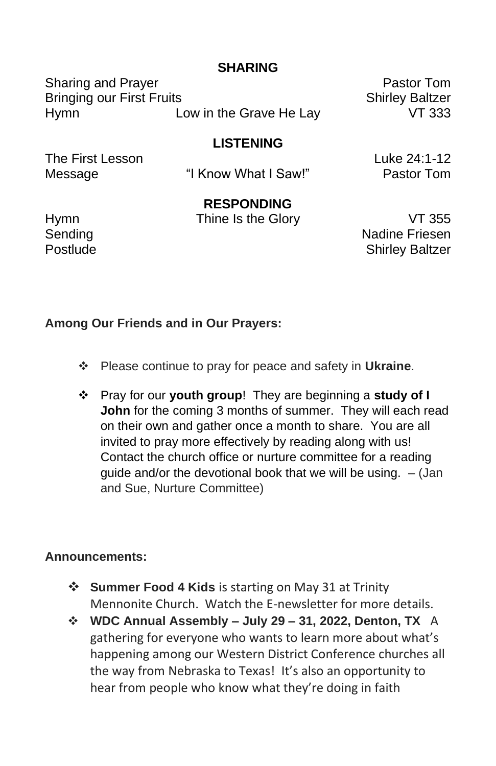## SHARING

| | | |
|---|---|---|
| Sharing and Prayer | | Pastor Tom |
| Bringing our First Fruits | | Shirley Baltzer |
| Hymn | Low in the Grave He Lay | VT 333 |

## LISTENING

| | | |
|---|---|---|
| The First Lesson | | Luke 24:1-12 |
| Message | "I Know What I Saw!" | Pastor Tom |

## RESPONDING

| | | |
|---|---|---|
| Hymn | Thine Is the Glory | VT 355 |
| Sending | | Nadine Friesen |
| Postlude | | Shirley Baltzer |

**Among Our Friends and in Our Prayers:**

- Please continue to pray for peace and safety in **Ukraine**.
- Pray for our **youth group**! They are beginning a **study of I John** for the coming 3 months of summer. They will each read on their own and gather once a month to share. You are all invited to pray more effectively by reading along with us! Contact the church office or nurture committee for a reading guide and/or the devotional book that we will be using. – (Jan and Sue, Nurture Committee)

**Announcements:**

- **Summer Food 4 Kids** is starting on May 31 at Trinity Mennonite Church. Watch the E-newsletter for more details.
- **WDC Annual Assembly – July 29 – 31, 2022, Denton, TX** A gathering for everyone who wants to learn more about what's happening among our Western District Conference churches all the way from Nebraska to Texas! It's also an opportunity to hear from people who know what they're doing in faith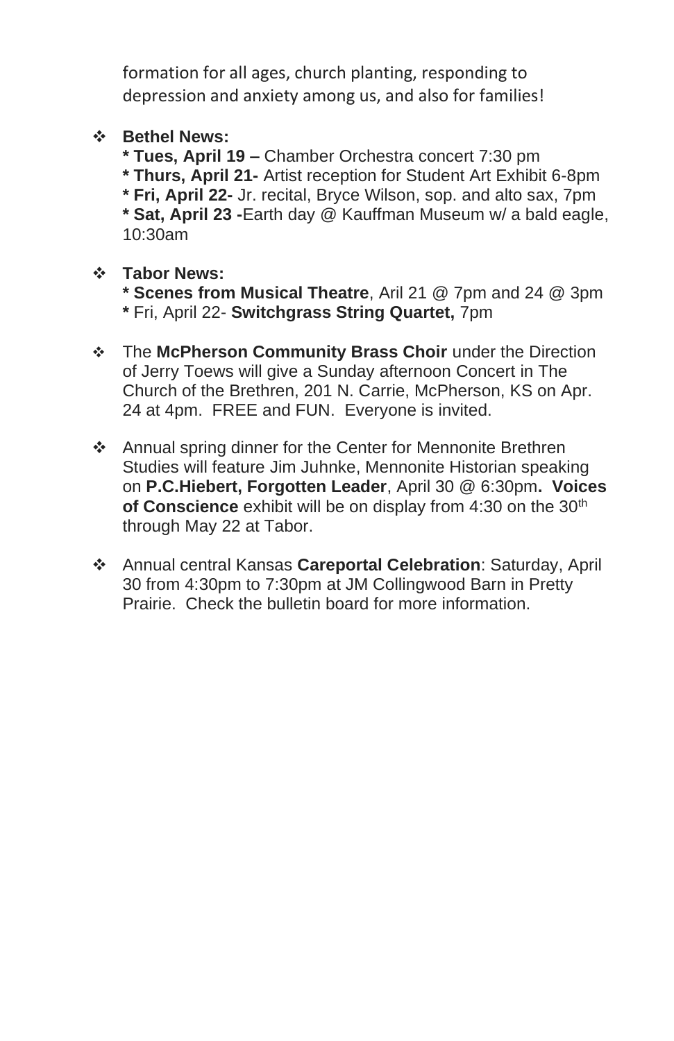formation for all ages, church planting, responding to depression and anxiety among us, and also for families!

- **Bethel News:**
  **\* Tues, April 19 –** Chamber Orchestra concert 7:30 pm
  **\* Thurs, April 21-** Artist reception for Student Art Exhibit 6-8pm
  **\* Fri, April 22-** Jr. recital, Bryce Wilson, sop. and alto sax, 7pm
  **\* Sat, April 23 -**Earth day @ Kauffman Museum w/ a bald eagle, 10:30am

- **Tabor News:**
  **\* Scenes from Musical Theatre**, Aril 21 @ 7pm and 24 @ 3pm
  **\*** Fri, April 22- **Switchgrass String Quartet,** 7pm

- The **McPherson Community Brass Choir** under the Direction of Jerry Toews will give a Sunday afternoon Concert in The Church of the Brethren, 201 N. Carrie, McPherson, KS on Apr. 24 at 4pm. FREE and FUN. Everyone is invited.

- Annual spring dinner for the Center for Mennonite Brethren Studies will feature Jim Juhnke, Mennonite Historian speaking on **P.C.Hiebert, Forgotten Leader**, April 30 @ 6:30pm**. Voices of Conscience** exhibit will be on display from 4:30 on the 30th through May 22 at Tabor.

- Annual central Kansas **Careportal Celebration**: Saturday, April 30 from 4:30pm to 7:30pm at JM Collingwood Barn in Pretty Prairie. Check the bulletin board for more information.